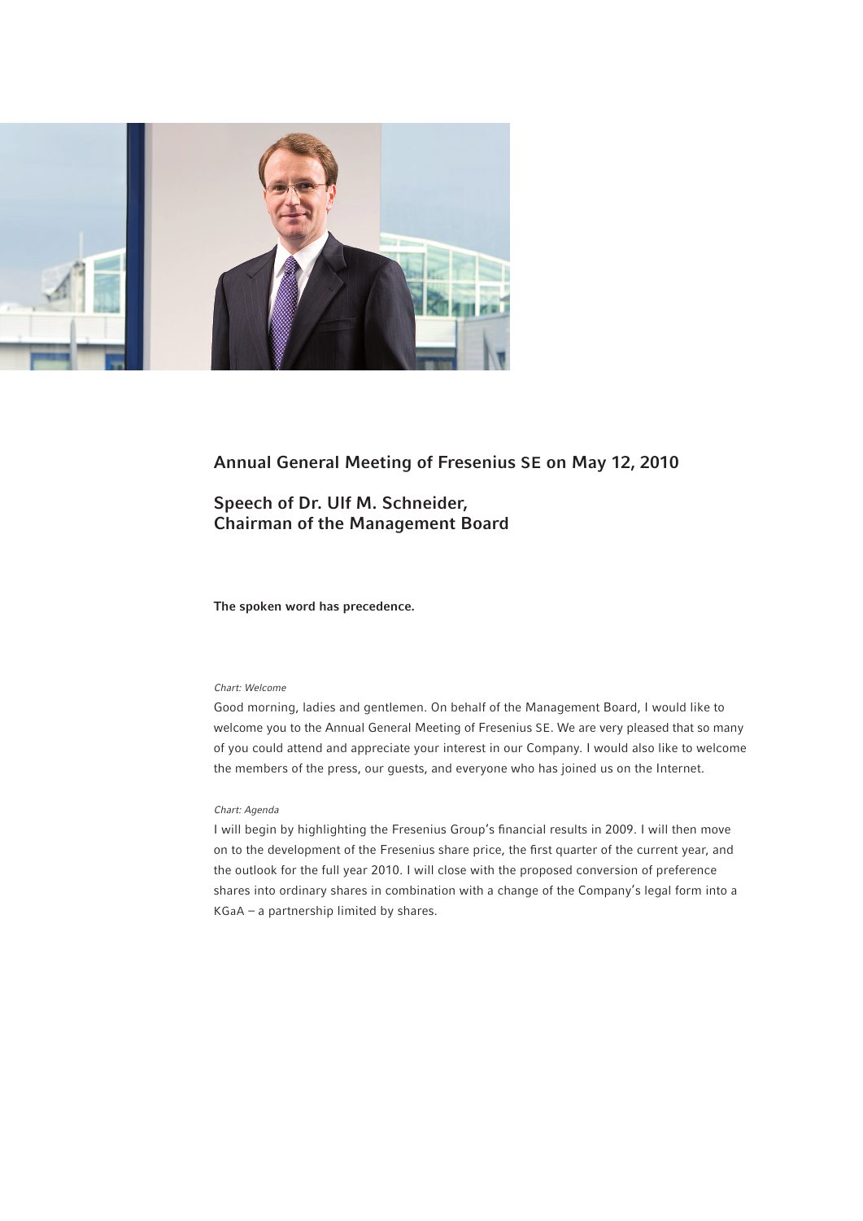## Annual General Meeting of Fresenius SE on May 12, 2010

## Speech of Dr. Ulf M. Schneider, Chairman of the Management Board

**The spoken word has precedence.**

*Chart: Welcome*

Good morning, ladies and gentlemen. On behalf of the Management Board, I would like to welcome you to the Annual General Meeting of Fresenius SE. We are very pleased that so many of you could attend and appreciate your interest in our Company. I would also like to welcome the members of the press, our guests, and everyone who has joined us on the Internet.

*Chart: Agenda*

I will begin by highlighting the Fresenius Group's financial results in 2009. I will then move on to the development of the Fresenius share price, the first quarter of the current year, and the outlook for the full year 2010. I will close with the proposed conversion of preference shares into ordinary shares in combination with a change of the Company's legal form into a KGaA – a partnership limited by shares.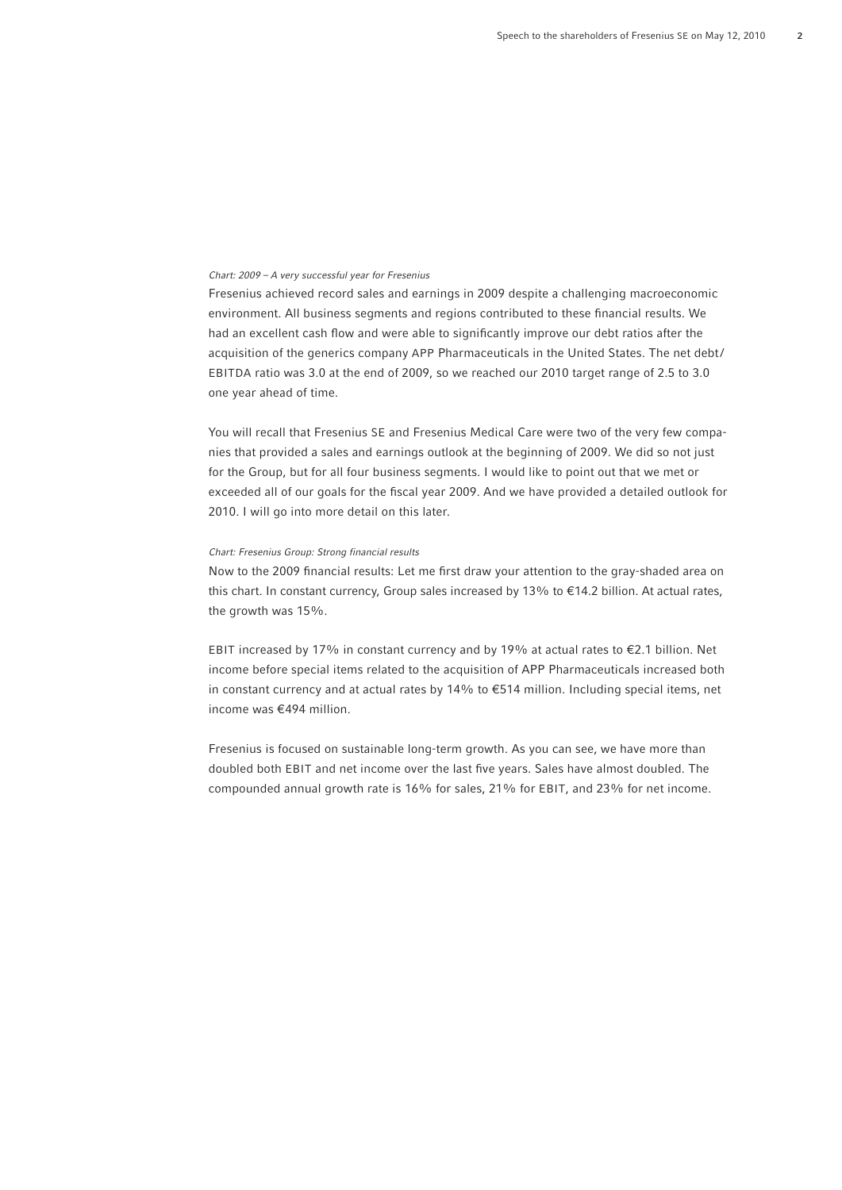*Chart: 2009 – A very successful year for Fresenius*

Fresenius achieved record sales and earnings in 2009 despite a challenging macroeconomic environment. All business segments and regions contributed to these financial results. We had an excellent cash flow and were able to significantly improve our debt ratios after the acquisition of the generics company APP Pharmaceuticals in the United States. The net debt/ EBITDA ratio was 3.0 at the end of 2009, so we reached our 2010 target range of 2.5 to 3.0 one year ahead of time.

You will recall that Fresenius SE and Fresenius Medical Care were two of the very few companies that provided a sales and earnings outlook at the beginning of 2009. We did so not just for the Group, but for all four business segments. I would like to point out that we met or exceeded all of our goals for the fiscal year 2009. And we have provided a detailed outlook for 2010. I will go into more detail on this later.

*Chart: Fresenius Group: Strong financial results*

Now to the 2009 financial results: Let me first draw your attention to the gray-shaded area on this chart. In constant currency, Group sales increased by 13% to €14.2 billion. At actual rates, the growth was 15%.

EBIT increased by 17% in constant currency and by 19% at actual rates to €2.1 billion. Net income before special items related to the acquisition of APP Pharmaceuticals increased both in constant currency and at actual rates by 14% to €514 million. Including special items, net income was €494 million.

Fresenius is focused on sustainable long-term growth. As you can see, we have more than doubled both EBIT and net income over the last five years. Sales have almost doubled. The compounded annual growth rate is 16% for sales, 21% for EBIT, and 23% for net income.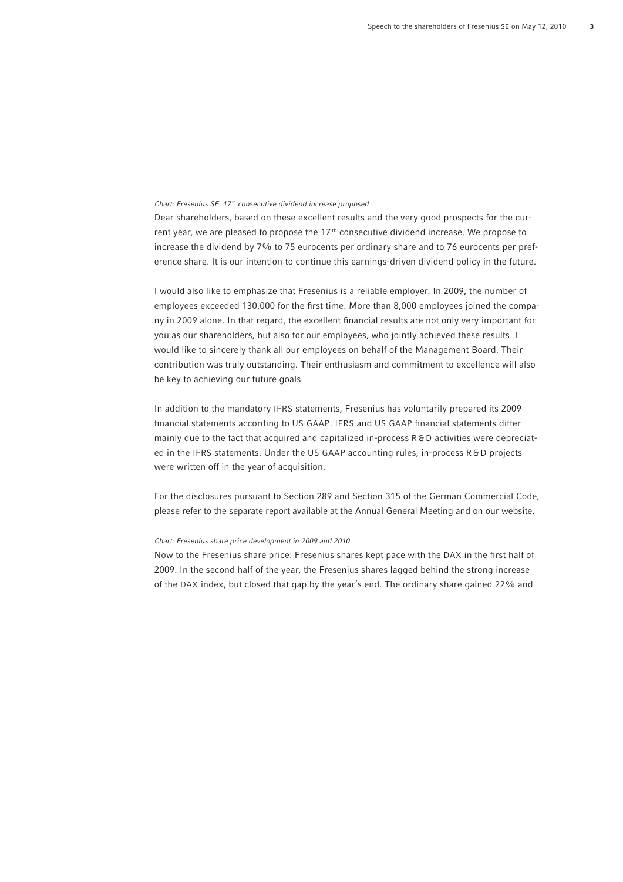*Chart: Fresenius SE: 17th consecutive dividend increase proposed*

Dear shareholders, based on these excellent results and the very good prospects for the current year, we are pleased to propose the 17th consecutive dividend increase. We propose to increase the dividend by 7% to 75 eurocents per ordinary share and to 76 eurocents per preference share. It is our intention to continue this earnings-driven dividend policy in the future.

I would also like to emphasize that Fresenius is a reliable employer. In 2009, the number of employees exceeded 130,000 for the first time. More than 8,000 employees joined the company in 2009 alone. In that regard, the excellent financial results are not only very important for you as our shareholders, but also for our employees, who jointly achieved these results. I would like to sincerely thank all our employees on behalf of the Management Board. Their contribution was truly outstanding. Their enthusiasm and commitment to excellence will also be key to achieving our future goals.

In addition to the mandatory IFRS statements, Fresenius has voluntarily prepared its 2009 financial statements according to US GAAP. IFRS and US GAAP financial statements differ mainly due to the fact that acquired and capitalized in-process R & D activities were depreciated in the IFRS statements. Under the US GAAP accounting rules, in-process R & D projects were written off in the year of acquisition.

For the disclosures pursuant to Section 289 and Section 315 of the German Commercial Code, please refer to the separate report available at the Annual General Meeting and on our website.

*Chart: Fresenius share price development in 2009 and 2010*

Now to the Fresenius share price: Fresenius shares kept pace with the DAX in the first half of 2009. In the second half of the year, the Fresenius shares lagged behind the strong increase of the DAX index, but closed that gap by the year's end. The ordinary share gained 22% and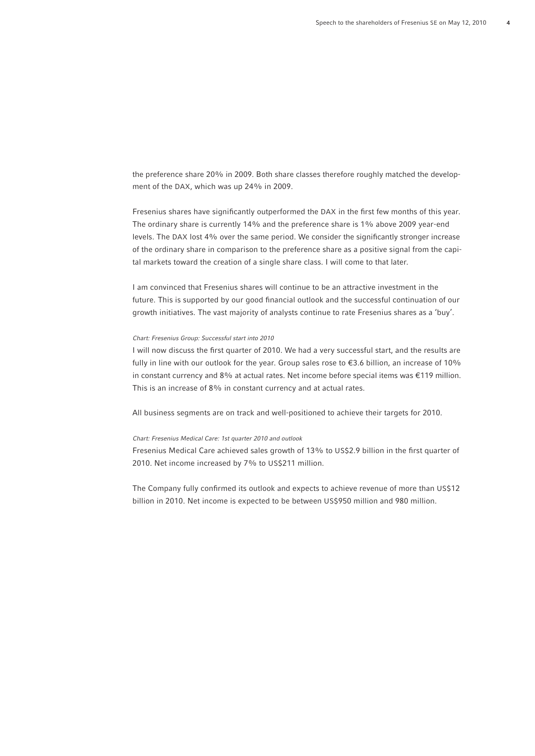the preference share 20% in 2009. Both share classes therefore roughly matched the development of the DAX, which was up 24% in 2009.

Fresenius shares have significantly outperformed the DAX in the first few months of this year. The ordinary share is currently 14% and the preference share is 1% above 2009 year-end levels. The DAX lost 4% over the same period. We consider the significantly stronger increase of the ordinary share in comparison to the preference share as a positive signal from the capital markets toward the creation of a single share class. I will come to that later.

I am convinced that Fresenius shares will continue to be an attractive investment in the future. This is supported by our good financial outlook and the successful continuation of our growth initiatives. The vast majority of analysts continue to rate Fresenius shares as a 'buy'.

*Chart: Fresenius Group: Successful start into 2010*

I will now discuss the first quarter of 2010. We had a very successful start, and the results are fully in line with our outlook for the year. Group sales rose to €3.6 billion, an increase of 10% in constant currency and 8% at actual rates. Net income before special items was €119 million. This is an increase of 8% in constant currency and at actual rates.

All business segments are on track and well-positioned to achieve their targets for 2010.

*Chart: Fresenius Medical Care: 1st quarter 2010 and outlook*

Fresenius Medical Care achieved sales growth of 13% to US$2.9 billion in the first quarter of 2010. Net income increased by 7% to US$211 million.

The Company fully confirmed its outlook and expects to achieve revenue of more than US$12 billion in 2010. Net income is expected to be between US$950 million and 980 million.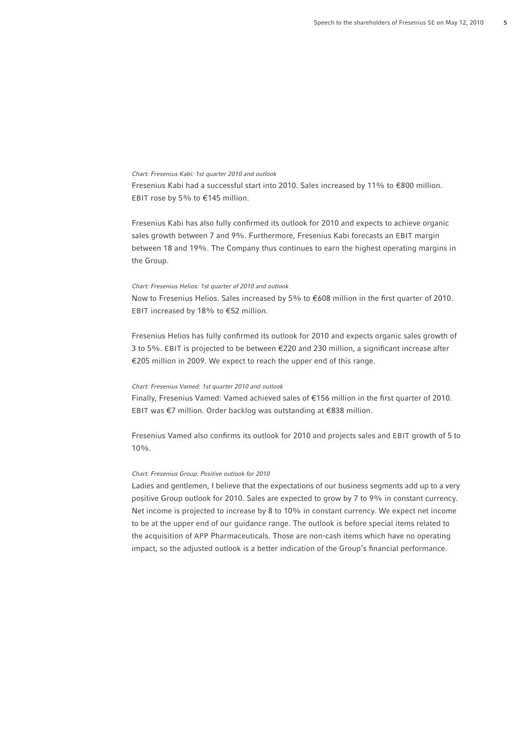*Chart: Fresenius Kabi: 1st quarter 2010 and outlook*

Fresenius Kabi had a successful start into 2010. Sales increased by 11% to €800 million. EBIT rose by 5% to €145 million.

Fresenius Kabi has also fully confirmed its outlook for 2010 and expects to achieve organic sales growth between 7 and 9%. Furthermore, Fresenius Kabi forecasts an EBIT margin between 18 and 19%. The Company thus continues to earn the highest operating margins in the Group.

*Chart: Fresenius Helios: 1st quarter of 2010 and outlook*

Now to Fresenius Helios. Sales increased by 5% to €608 million in the first quarter of 2010. EBIT increased by 18% to €52 million.

Fresenius Helios has fully confirmed its outlook for 2010 and expects organic sales growth of 3 to 5%. EBIT is projected to be between €220 and 230 million, a significant increase after €205 million in 2009. We expect to reach the upper end of this range.

*Chart: Fresenius Vamed: 1st quarter 2010 and outlook*

Finally, Fresenius Vamed: Vamed achieved sales of €156 million in the first quarter of 2010. EBIT was €7 million. Order backlog was outstanding at €838 million.

Fresenius Vamed also confirms its outlook for 2010 and projects sales and EBIT growth of 5 to 10%.

*Chart: Fresenius Group: Positive outlook for 2010*

Ladies and gentlemen, I believe that the expectations of our business segments add up to a very positive Group outlook for 2010. Sales are expected to grow by 7 to 9% in constant currency. Net income is projected to increase by 8 to 10% in constant currency. We expect net income to be at the upper end of our guidance range. The outlook is before special items related to the acquisition of APP Pharmaceuticals. Those are non-cash items which have no operating impact, so the adjusted outlook is a better indication of the Group's financial performance.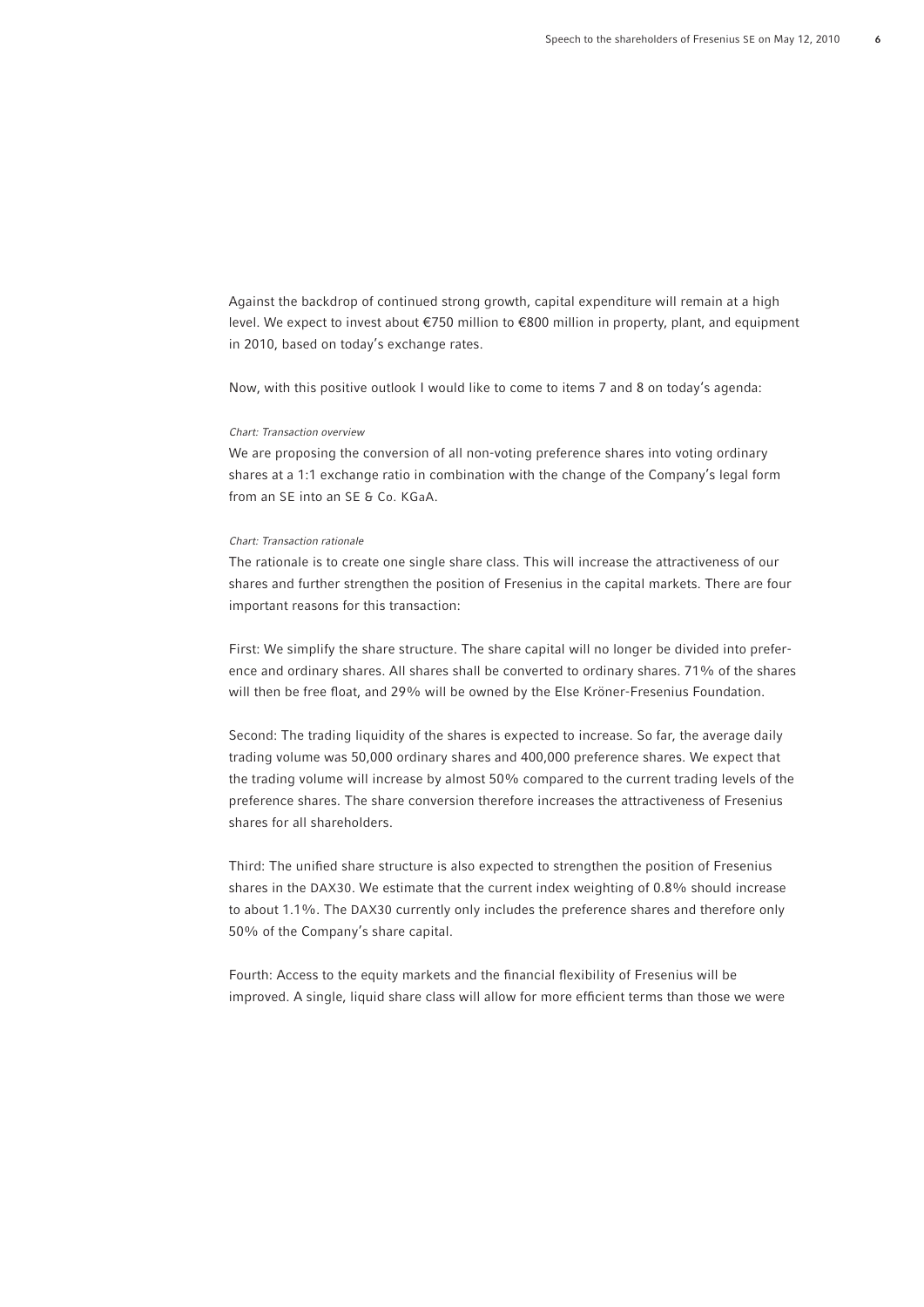Against the backdrop of continued strong growth, capital expenditure will remain at a high level. We expect to invest about €750 million to €800 million in property, plant, and equipment in 2010, based on today's exchange rates.

Now, with this positive outlook I would like to come to items 7 and 8 on today's agenda:

*Chart: Transaction overview*

We are proposing the conversion of all non-voting preference shares into voting ordinary shares at a 1:1 exchange ratio in combination with the change of the Company's legal form from an SE into an SE & Co. KGaA.

*Chart: Transaction rationale*

The rationale is to create one single share class. This will increase the attractiveness of our shares and further strengthen the position of Fresenius in the capital markets. There are four important reasons for this transaction:

First: We simplify the share structure. The share capital will no longer be divided into preference and ordinary shares. All shares shall be converted to ordinary shares. 71% of the shares will then be free float, and 29% will be owned by the Else Kröner-Fresenius Foundation.

Second: The trading liquidity of the shares is expected to increase. So far, the average daily trading volume was 50,000 ordinary shares and 400,000 preference shares. We expect that the trading volume will increase by almost 50% compared to the current trading levels of the preference shares. The share conversion therefore increases the attractiveness of Fresenius shares for all shareholders.

Third: The unified share structure is also expected to strengthen the position of Fresenius shares in the DAX30. We estimate that the current index weighting of 0.8% should increase to about 1.1%. The DAX30 currently only includes the preference shares and therefore only 50% of the Company's share capital.

Fourth: Access to the equity markets and the financial flexibility of Fresenius will be improved. A single, liquid share class will allow for more efficient terms than those we were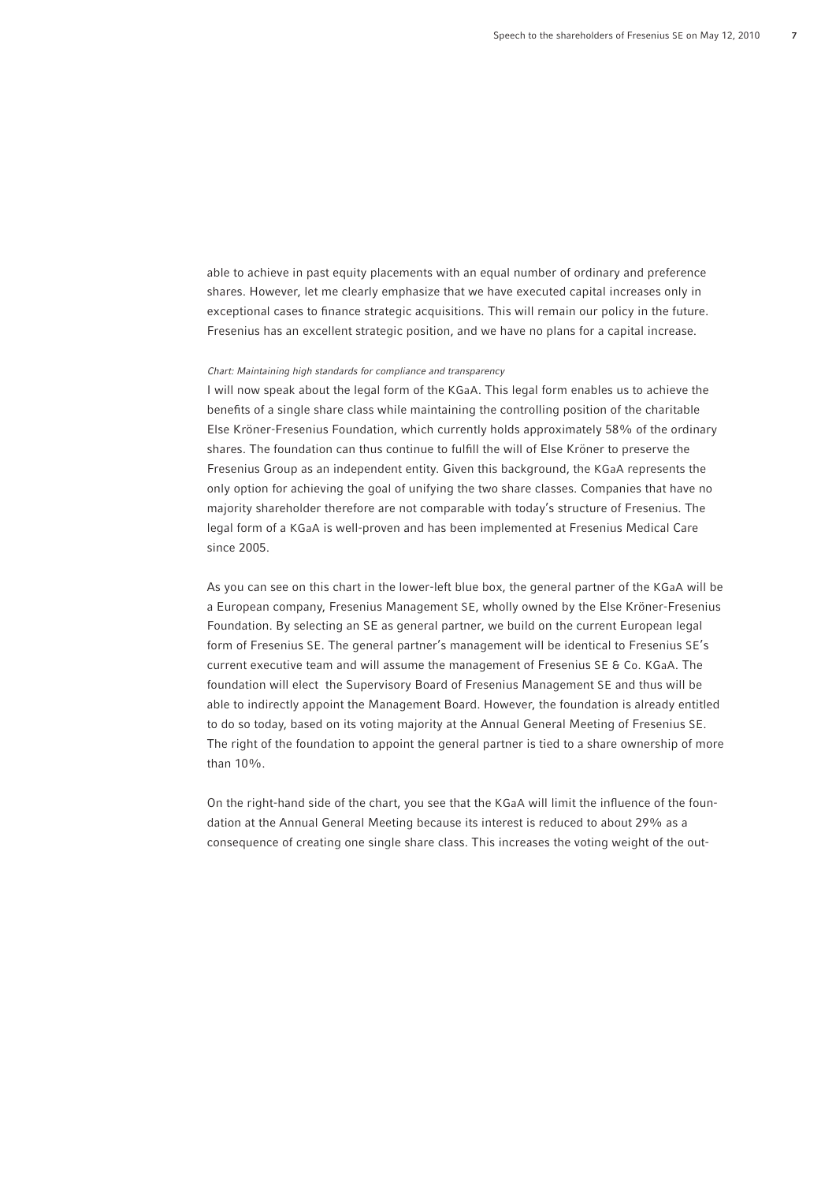able to achieve in past equity placements with an equal number of ordinary and preference shares. However, let me clearly emphasize that we have executed capital increases only in exceptional cases to finance strategic acquisitions. This will remain our policy in the future. Fresenius has an excellent strategic position, and we have no plans for a capital increase.

*Chart: Maintaining high standards for compliance and transparency*

I will now speak about the legal form of the KGaA. This legal form enables us to achieve the benefits of a single share class while maintaining the controlling position of the charitable Else Kröner-Fresenius Foundation, which currently holds approximately 58% of the ordinary shares. The foundation can thus continue to fulfill the will of Else Kröner to preserve the Fresenius Group as an independent entity. Given this background, the KGaA represents the only option for achieving the goal of unifying the two share classes. Companies that have no majority shareholder therefore are not comparable with today's structure of Fresenius. The legal form of a KGaA is well-proven and has been implemented at Fresenius Medical Care since 2005.

As you can see on this chart in the lower-left blue box, the general partner of the KGaA will be a European company, Fresenius Management SE, wholly owned by the Else Kröner-Fresenius Foundation. By selecting an SE as general partner, we build on the current European legal form of Fresenius SE. The general partner's management will be identical to Fresenius SE's current executive team and will assume the management of Fresenius SE & Co. KGaA. The foundation will elect the Supervisory Board of Fresenius Management SE and thus will be able to indirectly appoint the Management Board. However, the foundation is already entitled to do so today, based on its voting majority at the Annual General Meeting of Fresenius SE. The right of the foundation to appoint the general partner is tied to a share ownership of more than 10%.

On the right-hand side of the chart, you see that the KGaA will limit the influence of the foundation at the Annual General Meeting because its interest is reduced to about 29% as a consequence of creating one single share class. This increases the voting weight of the out-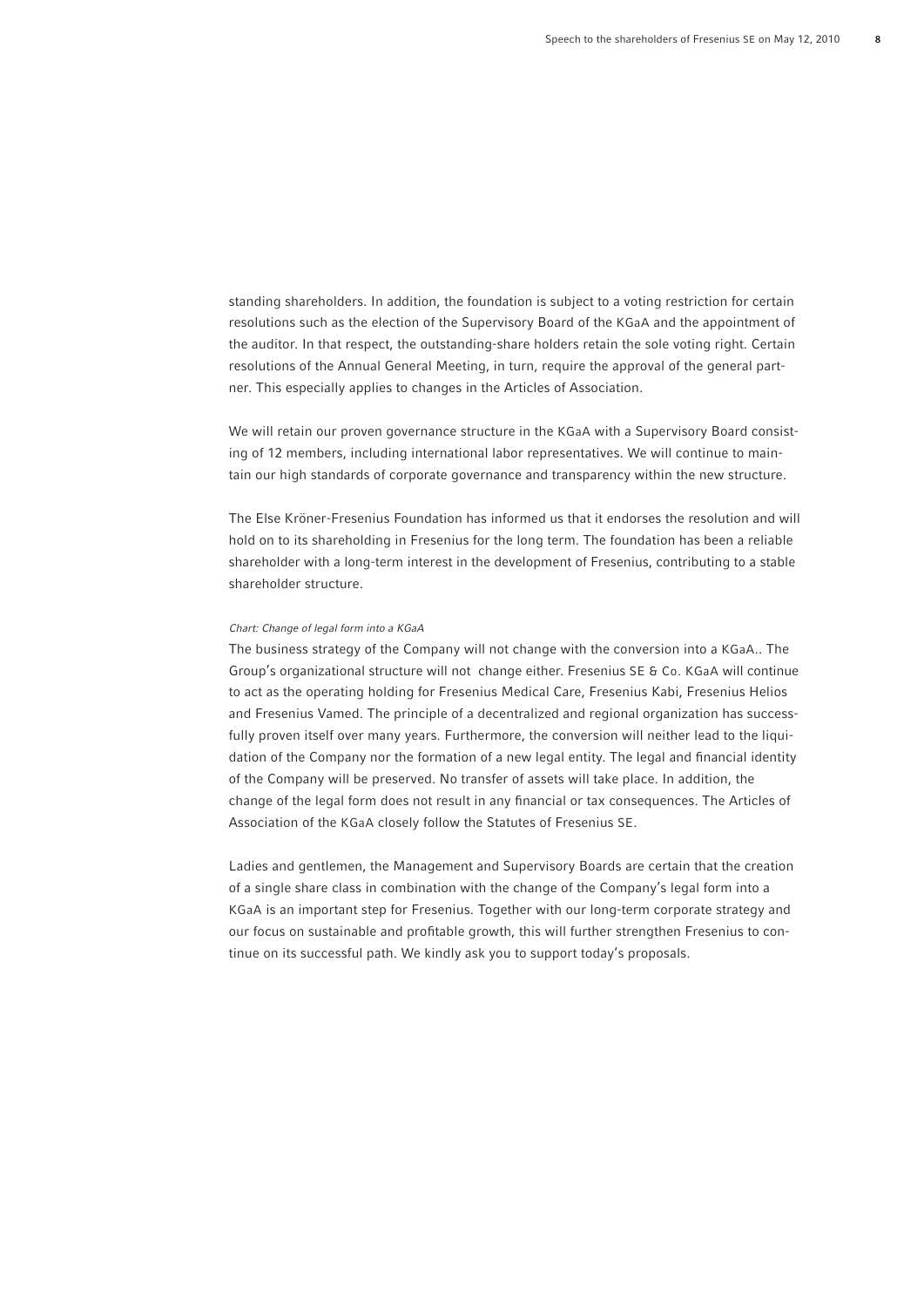standing shareholders. In addition, the foundation is subject to a voting restriction for certain resolutions such as the election of the Supervisory Board of the KGaA and the appointment of the auditor. In that respect, the outstanding-share holders retain the sole voting right. Certain resolutions of the Annual General Meeting, in turn, require the approval of the general partner. This especially applies to changes in the Articles of Association.

We will retain our proven governance structure in the KGaA with a Supervisory Board consisting of 12 members, including international labor representatives. We will continue to maintain our high standards of corporate governance and transparency within the new structure.

The Else Kröner-Fresenius Foundation has informed us that it endorses the resolution and will hold on to its shareholding in Fresenius for the long term. The foundation has been a reliable shareholder with a long-term interest in the development of Fresenius, contributing to a stable shareholder structure.

*Chart: Change of legal form into a KGaA*

The business strategy of the Company will not change with the conversion into a KGaA.. The Group's organizational structure will not change either. Fresenius SE & Co. KGaA will continue to act as the operating holding for Fresenius Medical Care, Fresenius Kabi, Fresenius Helios and Fresenius Vamed. The principle of a decentralized and regional organization has successfully proven itself over many years. Furthermore, the conversion will neither lead to the liquidation of the Company nor the formation of a new legal entity. The legal and financial identity of the Company will be preserved. No transfer of assets will take place. In addition, the change of the legal form does not result in any financial or tax consequences. The Articles of Association of the KGaA closely follow the Statutes of Fresenius SE.

Ladies and gentlemen, the Management and Supervisory Boards are certain that the creation of a single share class in combination with the change of the Company's legal form into a KGaA is an important step for Fresenius. Together with our long-term corporate strategy and our focus on sustainable and profitable growth, this will further strengthen Fresenius to continue on its successful path. We kindly ask you to support today's proposals.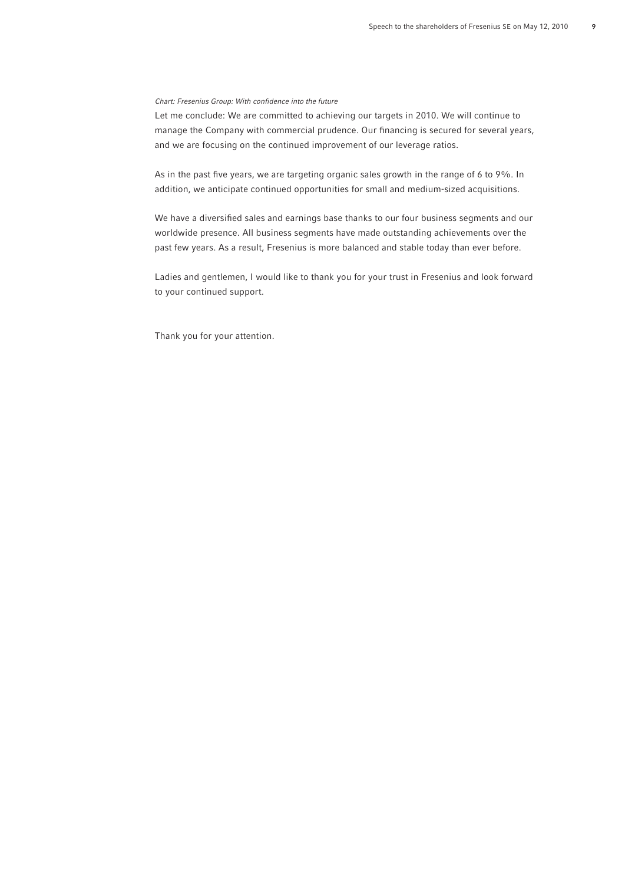*Chart: Fresenius Group: With confidence into the future*

Let me conclude: We are committed to achieving our targets in 2010. We will continue to manage the Company with commercial prudence. Our financing is secured for several years, and we are focusing on the continued improvement of our leverage ratios.

As in the past five years, we are targeting organic sales growth in the range of 6 to 9%. In addition, we anticipate continued opportunities for small and medium-sized acquisitions.

We have a diversified sales and earnings base thanks to our four business segments and our worldwide presence. All business segments have made outstanding achievements over the past few years. As a result, Fresenius is more balanced and stable today than ever before.

Ladies and gentlemen, I would like to thank you for your trust in Fresenius and look forward to your continued support.

Thank you for your attention.